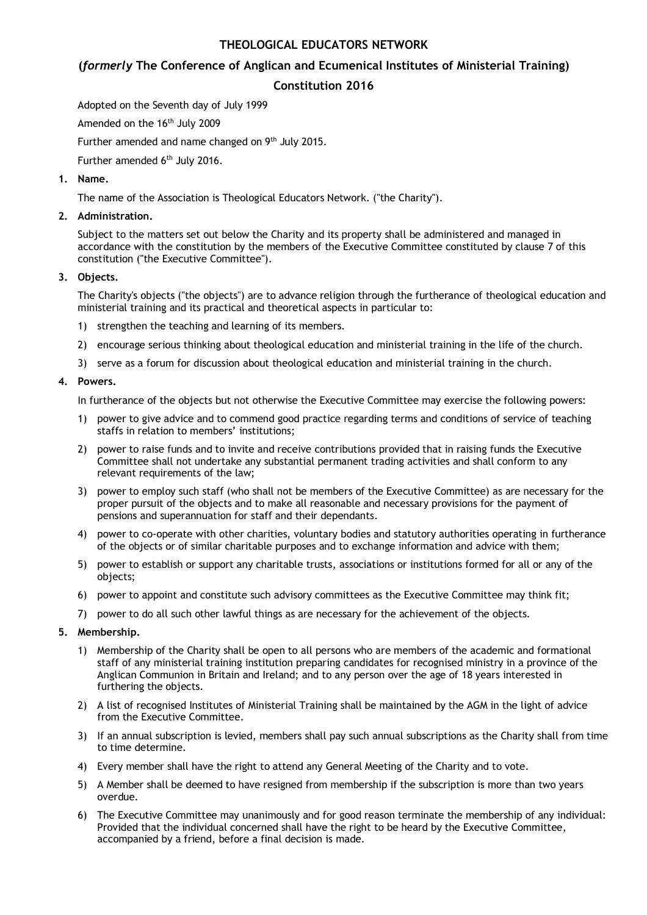# THEOLOGICAL EDUCATORS NETWORK

## (*formerly* The Conference of Anglican and Ecumenical Institutes of Ministerial Training)

## Constitution 2016

Adopted on the Seventh day of July 1999

Amended on the 16th July 2009

Further amended and name changed on 9th July 2015.

Further amended 6th July 2016.

**1. Name.**

The name of the Association is Theological Educators Network. ("the Charity").

**2. Administration.**

Subject to the matters set out below the Charity and its property shall be administered and managed in accordance with the constitution by the members of the Executive Committee constituted by clause 7 of this constitution ("the Executive Committee").

**3. Objects.**

The Charity's objects ("the objects") are to advance religion through the furtherance of theological education and ministerial training and its practical and theoretical aspects in particular to:

1) strengthen the teaching and learning of its members.
2) encourage serious thinking about theological education and ministerial training in the life of the church.
3) serve as a forum for discussion about theological education and ministerial training in the church.

**4. Powers.**

In furtherance of the objects but not otherwise the Executive Committee may exercise the following powers:

1) power to give advice and to commend good practice regarding terms and conditions of service of teaching staffs in relation to members' institutions;
2) power to raise funds and to invite and receive contributions provided that in raising funds the Executive Committee shall not undertake any substantial permanent trading activities and shall conform to any relevant requirements of the law;
3) power to employ such staff (who shall not be members of the Executive Committee) as are necessary for the proper pursuit of the objects and to make all reasonable and necessary provisions for the payment of pensions and superannuation for staff and their dependants.
4) power to co-operate with other charities, voluntary bodies and statutory authorities operating in furtherance of the objects or of similar charitable purposes and to exchange information and advice with them;
5) power to establish or support any charitable trusts, associations or institutions formed for all or any of the objects;
6) power to appoint and constitute such advisory committees as the Executive Committee may think fit;
7) power to do all such other lawful things as are necessary for the achievement of the objects.

**5. Membership.**

1) Membership of the Charity shall be open to all persons who are members of the academic and formational staff of any ministerial training institution preparing candidates for recognised ministry in a province of the Anglican Communion in Britain and Ireland; and to any person over the age of 18 years interested in furthering the objects.
2) A list of recognised Institutes of Ministerial Training shall be maintained by the AGM in the light of advice from the Executive Committee.
3) If an annual subscription is levied, members shall pay such annual subscriptions as the Charity shall from time to time determine.
4) Every member shall have the right to attend any General Meeting of the Charity and to vote.
5) A Member shall be deemed to have resigned from membership if the subscription is more than two years overdue.
6) The Executive Committee may unanimously and for good reason terminate the membership of any individual: Provided that the individual concerned shall have the right to be heard by the Executive Committee, accompanied by a friend, before a final decision is made.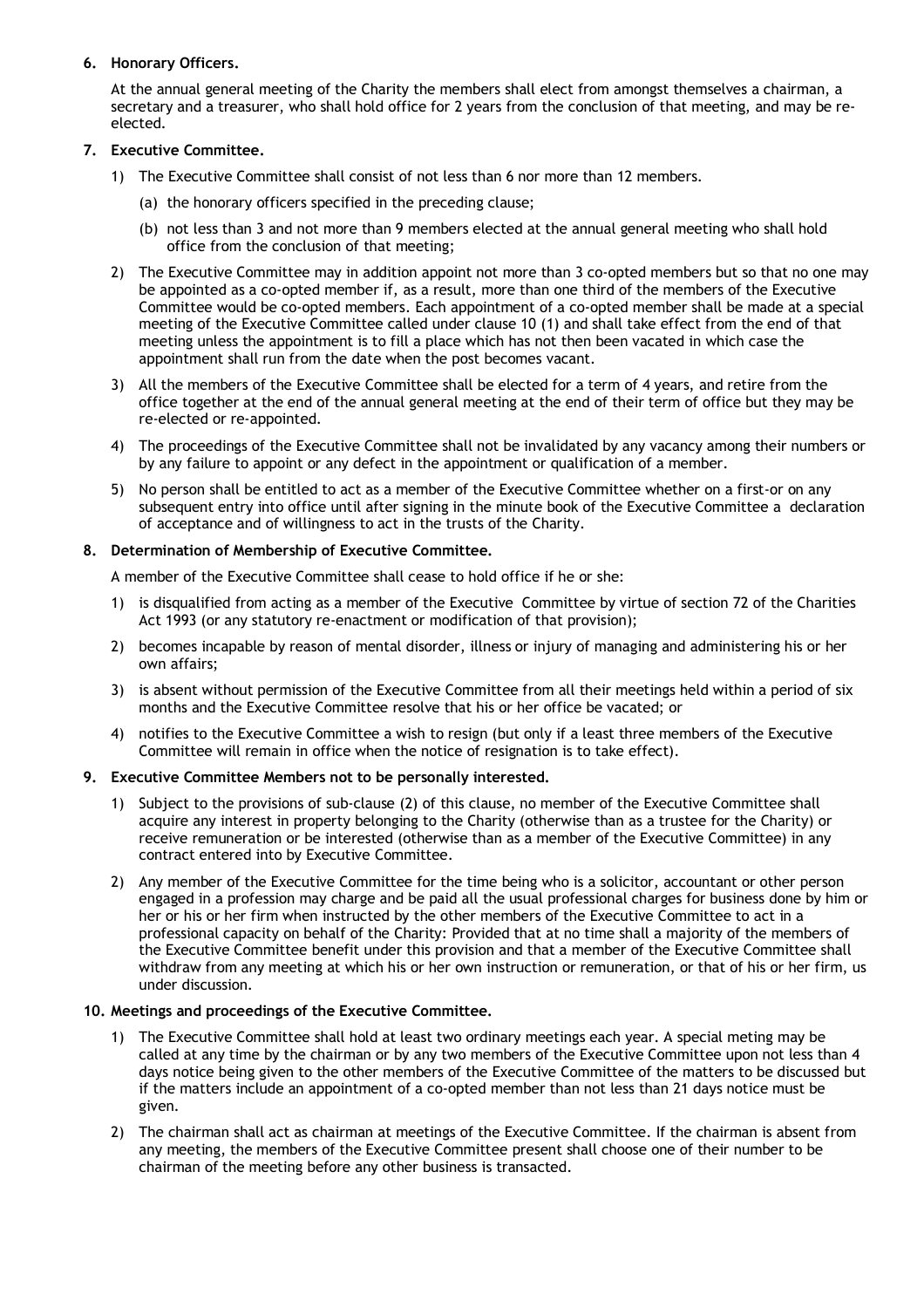**6. Honorary Officers.**

At the annual general meeting of the Charity the members shall elect from amongst themselves a chairman, a secretary and a treasurer, who shall hold office for 2 years from the conclusion of that meeting, and may be re-elected.

**7. Executive Committee.**

1) The Executive Committee shall consist of not less than 6 nor more than 12 members.

   (a) the honorary officers specified in the preceding clause;

   (b) not less than 3 and not more than 9 members elected at the annual general meeting who shall hold office from the conclusion of that meeting;

2) The Executive Committee may in addition appoint not more than 3 co-opted members but so that no one may be appointed as a co-opted member if, as a result, more than one third of the members of the Executive Committee would be co-opted members. Each appointment of a co-opted member shall be made at a special meeting of the Executive Committee called under clause 10 (1) and shall take effect from the end of that meeting unless the appointment is to fill a place which has not then been vacated in which case the appointment shall run from the date when the post becomes vacant.

3) All the members of the Executive Committee shall be elected for a term of 4 years, and retire from the office together at the end of the annual general meeting at the end of their term of office but they may be re-elected or re-appointed.

4) The proceedings of the Executive Committee shall not be invalidated by any vacancy among their numbers or by any failure to appoint or any defect in the appointment or qualification of a member.

5) No person shall be entitled to act as a member of the Executive Committee whether on a first-or on any subsequent entry into office until after signing in the minute book of the Executive Committee a declaration of acceptance and of willingness to act in the trusts of the Charity.

**8. Determination of Membership of Executive Committee.**

A member of the Executive Committee shall cease to hold office if he or she:

1) is disqualified from acting as a member of the Executive Committee by virtue of section 72 of the Charities Act 1993 (or any statutory re-enactment or modification of that provision);

2) becomes incapable by reason of mental disorder, illness or injury of managing and administering his or her own affairs;

3) is absent without permission of the Executive Committee from all their meetings held within a period of six months and the Executive Committee resolve that his or her office be vacated; or

4) notifies to the Executive Committee a wish to resign (but only if a least three members of the Executive Committee will remain in office when the notice of resignation is to take effect).

**9. Executive Committee Members not to be personally interested.**

1) Subject to the provisions of sub-clause (2) of this clause, no member of the Executive Committee shall acquire any interest in property belonging to the Charity (otherwise than as a trustee for the Charity) or receive remuneration or be interested (otherwise than as a member of the Executive Committee) in any contract entered into by Executive Committee.

2) Any member of the Executive Committee for the time being who is a solicitor, accountant or other person engaged in a profession may charge and be paid all the usual professional charges for business done by him or her or his or her firm when instructed by the other members of the Executive Committee to act in a professional capacity on behalf of the Charity: Provided that at no time shall a majority of the members of the Executive Committee benefit under this provision and that a member of the Executive Committee shall withdraw from any meeting at which his or her own instruction or remuneration, or that of his or her firm, us under discussion.

**10. Meetings and proceedings of the Executive Committee.**

1) The Executive Committee shall hold at least two ordinary meetings each year. A special meting may be called at any time by the chairman or by any two members of the Executive Committee upon not less than 4 days notice being given to the other members of the Executive Committee of the matters to be discussed but if the matters include an appointment of a co-opted member than not less than 21 days notice must be given.

2) The chairman shall act as chairman at meetings of the Executive Committee. If the chairman is absent from any meeting, the members of the Executive Committee present shall choose one of their number to be chairman of the meeting before any other business is transacted.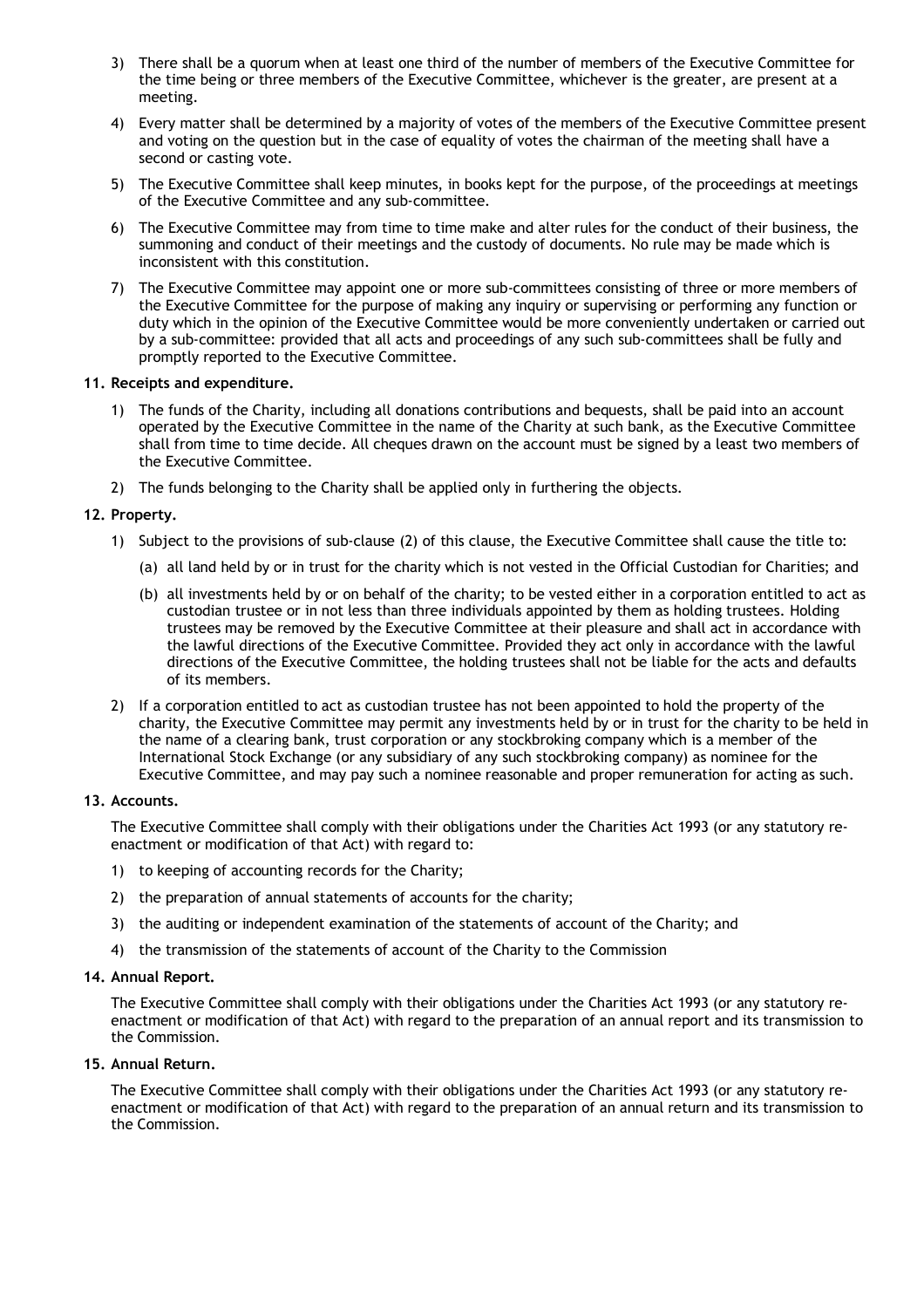3) There shall be a quorum when at least one third of the number of members of the Executive Committee for the time being or three members of the Executive Committee, whichever is the greater, are present at a meeting.

4) Every matter shall be determined by a majority of votes of the members of the Executive Committee present and voting on the question but in the case of equality of votes the chairman of the meeting shall have a second or casting vote.

5) The Executive Committee shall keep minutes, in books kept for the purpose, of the proceedings at meetings of the Executive Committee and any sub-committee.

6) The Executive Committee may from time to time make and alter rules for the conduct of their business, the summoning and conduct of their meetings and the custody of documents. No rule may be made which is inconsistent with this constitution.

7) The Executive Committee may appoint one or more sub-committees consisting of three or more members of the Executive Committee for the purpose of making any inquiry or supervising or performing any function or duty which in the opinion of the Executive Committee would be more conveniently undertaken or carried out by a sub-committee: provided that all acts and proceedings of any such sub-committees shall be fully and promptly reported to the Executive Committee.

**11. Receipts and expenditure.**

1) The funds of the Charity, including all donations contributions and bequests, shall be paid into an account operated by the Executive Committee in the name of the Charity at such bank, as the Executive Committee shall from time to time decide. All cheques drawn on the account must be signed by a least two members of the Executive Committee.

2) The funds belonging to the Charity shall be applied only in furthering the objects.

**12. Property.**

1) Subject to the provisions of sub-clause (2) of this clause, the Executive Committee shall cause the title to:

   (a) all land held by or in trust for the charity which is not vested in the Official Custodian for Charities; and

   (b) all investments held by or on behalf of the charity; to be vested either in a corporation entitled to act as custodian trustee or in not less than three individuals appointed by them as holding trustees. Holding trustees may be removed by the Executive Committee at their pleasure and shall act in accordance with the lawful directions of the Executive Committee. Provided they act only in accordance with the lawful directions of the Executive Committee, the holding trustees shall not be liable for the acts and defaults of its members.

2) If a corporation entitled to act as custodian trustee has not been appointed to hold the property of the charity, the Executive Committee may permit any investments held by or in trust for the charity to be held in the name of a clearing bank, trust corporation or any stockbroking company which is a member of the International Stock Exchange (or any subsidiary of any such stockbroking company) as nominee for the Executive Committee, and may pay such a nominee reasonable and proper remuneration for acting as such.

**13. Accounts.**

The Executive Committee shall comply with their obligations under the Charities Act 1993 (or any statutory re-enactment or modification of that Act) with regard to:

1) to keeping of accounting records for the Charity;

2) the preparation of annual statements of accounts for the charity;

3) the auditing or independent examination of the statements of account of the Charity; and

4) the transmission of the statements of account of the Charity to the Commission

**14. Annual Report.**

The Executive Committee shall comply with their obligations under the Charities Act 1993 (or any statutory re-enactment or modification of that Act) with regard to the preparation of an annual report and its transmission to the Commission.

**15. Annual Return.**

The Executive Committee shall comply with their obligations under the Charities Act 1993 (or any statutory re-enactment or modification of that Act) with regard to the preparation of an annual return and its transmission to the Commission.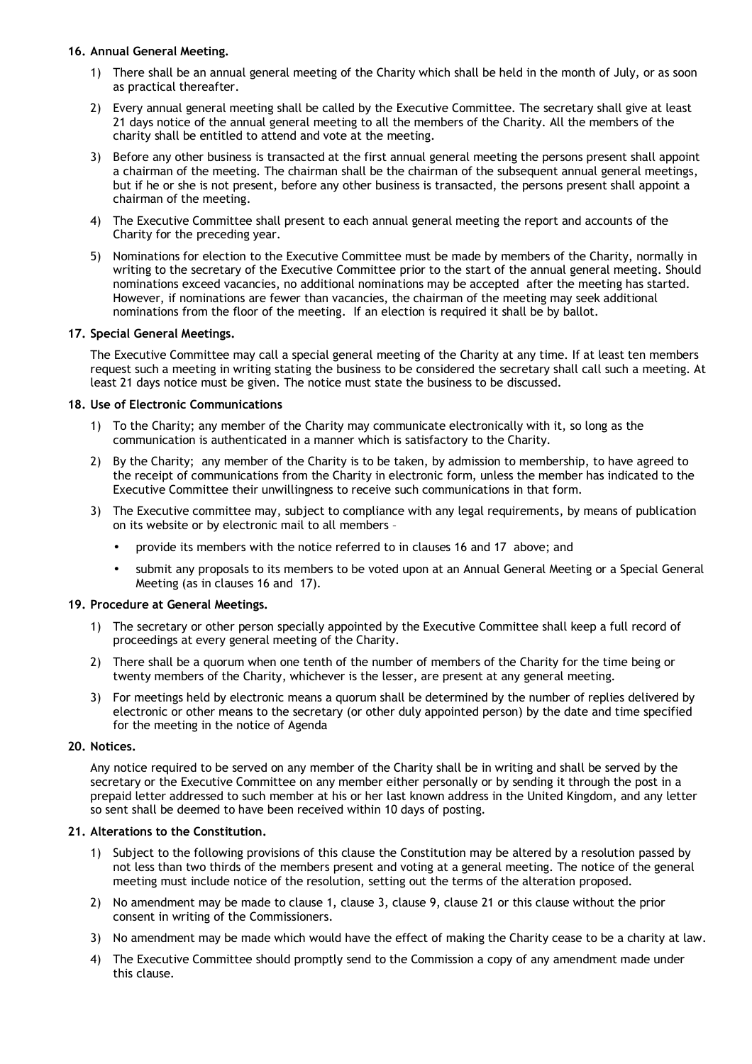**16. Annual General Meeting.**

1) There shall be an annual general meeting of the Charity which shall be held in the month of July, or as soon as practical thereafter.
2) Every annual general meeting shall be called by the Executive Committee. The secretary shall give at least 21 days notice of the annual general meeting to all the members of the Charity. All the members of the charity shall be entitled to attend and vote at the meeting.
3) Before any other business is transacted at the first annual general meeting the persons present shall appoint a chairman of the meeting. The chairman shall be the chairman of the subsequent annual general meetings, but if he or she is not present, before any other business is transacted, the persons present shall appoint a chairman of the meeting.
4) The Executive Committee shall present to each annual general meeting the report and accounts of the Charity for the preceding year.
5) Nominations for election to the Executive Committee must be made by members of the Charity, normally in writing to the secretary of the Executive Committee prior to the start of the annual general meeting. Should nominations exceed vacancies, no additional nominations may be accepted after the meeting has started. However, if nominations are fewer than vacancies, the chairman of the meeting may seek additional nominations from the floor of the meeting. If an election is required it shall be by ballot.

**17. Special General Meetings.**

The Executive Committee may call a special general meeting of the Charity at any time. If at least ten members request such a meeting in writing stating the business to be considered the secretary shall call such a meeting. At least 21 days notice must be given. The notice must state the business to be discussed.

**18. Use of Electronic Communications**

1) To the Charity; any member of the Charity may communicate electronically with it, so long as the communication is authenticated in a manner which is satisfactory to the Charity.
2) By the Charity; any member of the Charity is to be taken, by admission to membership, to have agreed to the receipt of communications from the Charity in electronic form, unless the member has indicated to the Executive Committee their unwillingness to receive such communications in that form.
3) The Executive committee may, subject to compliance with any legal requirements, by means of publication on its website or by electronic mail to all members –
   - provide its members with the notice referred to in clauses 16 and 17 above; and
   - submit any proposals to its members to be voted upon at an Annual General Meeting or a Special General Meeting (as in clauses 16 and 17).

**19. Procedure at General Meetings.**

1) The secretary or other person specially appointed by the Executive Committee shall keep a full record of proceedings at every general meeting of the Charity.
2) There shall be a quorum when one tenth of the number of members of the Charity for the time being or twenty members of the Charity, whichever is the lesser, are present at any general meeting.
3) For meetings held by electronic means a quorum shall be determined by the number of replies delivered by electronic or other means to the secretary (or other duly appointed person) by the date and time specified for the meeting in the notice of Agenda

**20. Notices.**

Any notice required to be served on any member of the Charity shall be in writing and shall be served by the secretary or the Executive Committee on any member either personally or by sending it through the post in a prepaid letter addressed to such member at his or her last known address in the United Kingdom, and any letter so sent shall be deemed to have been received within 10 days of posting.

**21. Alterations to the Constitution.**

1) Subject to the following provisions of this clause the Constitution may be altered by a resolution passed by not less than two thirds of the members present and voting at a general meeting. The notice of the general meeting must include notice of the resolution, setting out the terms of the alteration proposed.
2) No amendment may be made to clause 1, clause 3, clause 9, clause 21 or this clause without the prior consent in writing of the Commissioners.
3) No amendment may be made which would have the effect of making the Charity cease to be a charity at law.
4) The Executive Committee should promptly send to the Commission a copy of any amendment made under this clause.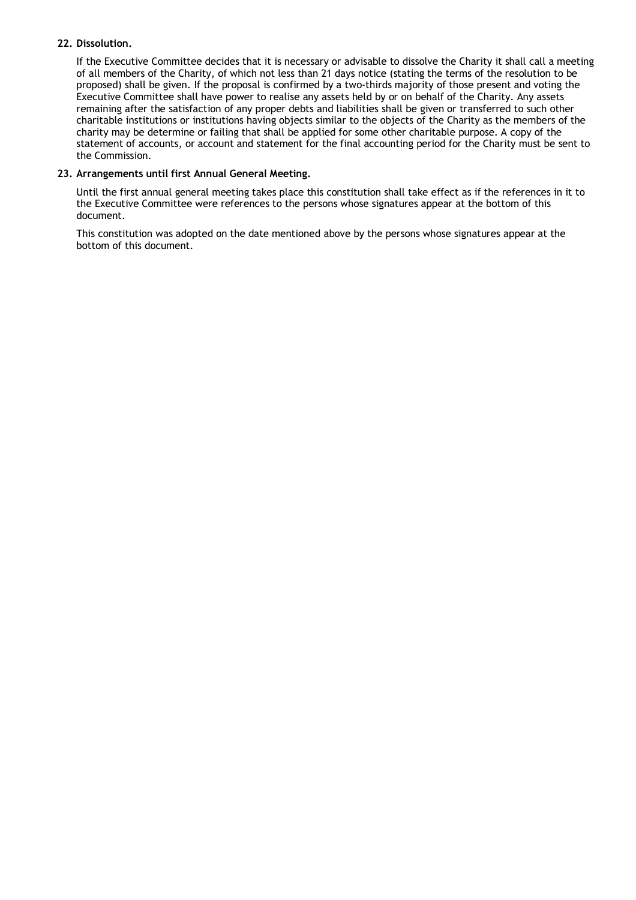**22. Dissolution.**

If the Executive Committee decides that it is necessary or advisable to dissolve the Charity it shall call a meeting of all members of the Charity, of which not less than 21 days notice (stating the terms of the resolution to be proposed) shall be given. If the proposal is confirmed by a two-thirds majority of those present and voting the Executive Committee shall have power to realise any assets held by or on behalf of the Charity. Any assets remaining after the satisfaction of any proper debts and liabilities shall be given or transferred to such other charitable institutions or institutions having objects similar to the objects of the Charity as the members of the charity may be determine or failing that shall be applied for some other charitable purpose. A copy of the statement of accounts, or account and statement for the final accounting period for the Charity must be sent to the Commission.

**23. Arrangements until first Annual General Meeting.**

Until the first annual general meeting takes place this constitution shall take effect as if the references in it to the Executive Committee were references to the persons whose signatures appear at the bottom of this document.

This constitution was adopted on the date mentioned above by the persons whose signatures appear at the bottom of this document.